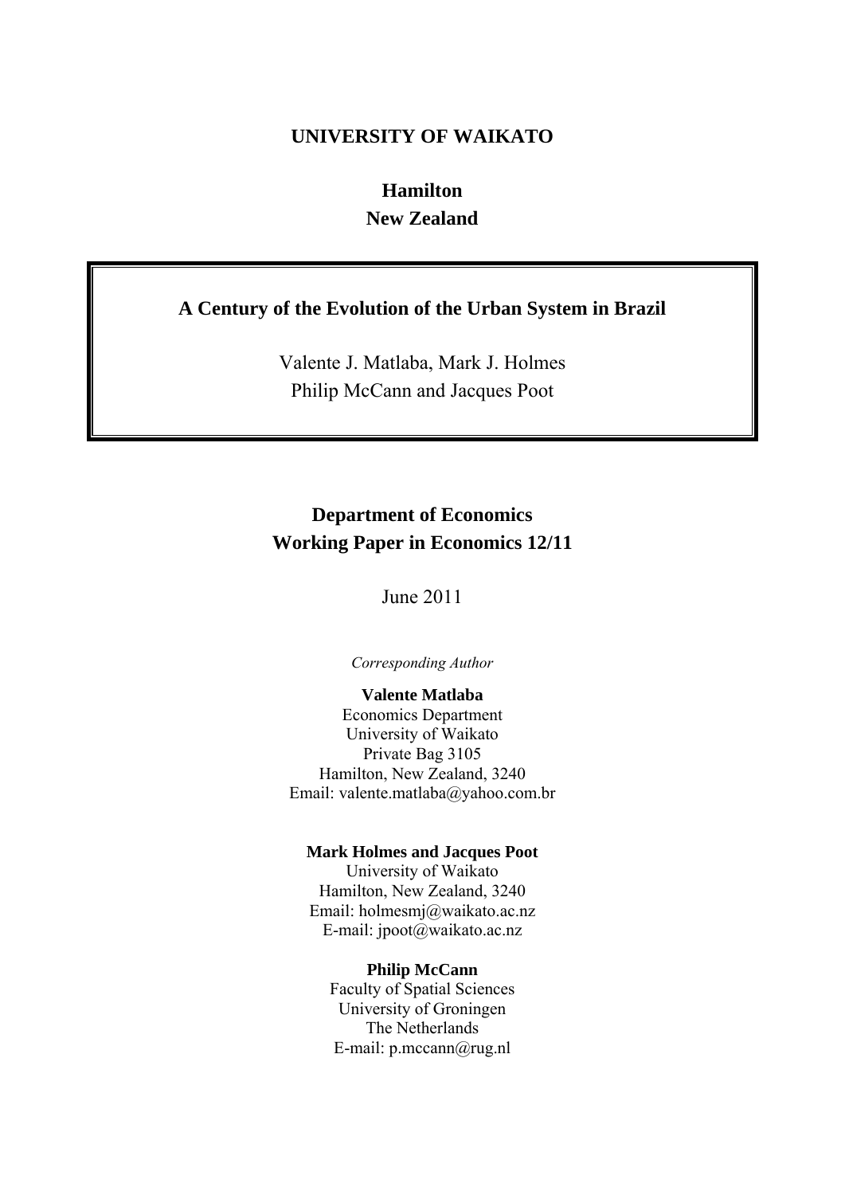**UNIVERSITY OF WAIKATO**

**Hamilton**
**New Zealand**

# A Century of the Evolution of the Urban System in Brazil

Valente J. Matlaba, Mark J. Holmes
Philip McCann and Jacques Poot

**Department of Economics**
**Working Paper in Economics 12/11**

June 2011

*Corresponding Author*

**Valente Matlaba**
Economics Department
University of Waikato
Private Bag 3105
Hamilton, New Zealand, 3240
Email: valente.matlaba@yahoo.com.br

**Mark Holmes and Jacques Poot**
University of Waikato
Hamilton, New Zealand, 3240
Email: holmesmj@waikato.ac.nz
E-mail: jpoot@waikato.ac.nz

**Philip McCann**
Faculty of Spatial Sciences
University of Groningen
The Netherlands
E-mail: p.mccann@rug.nl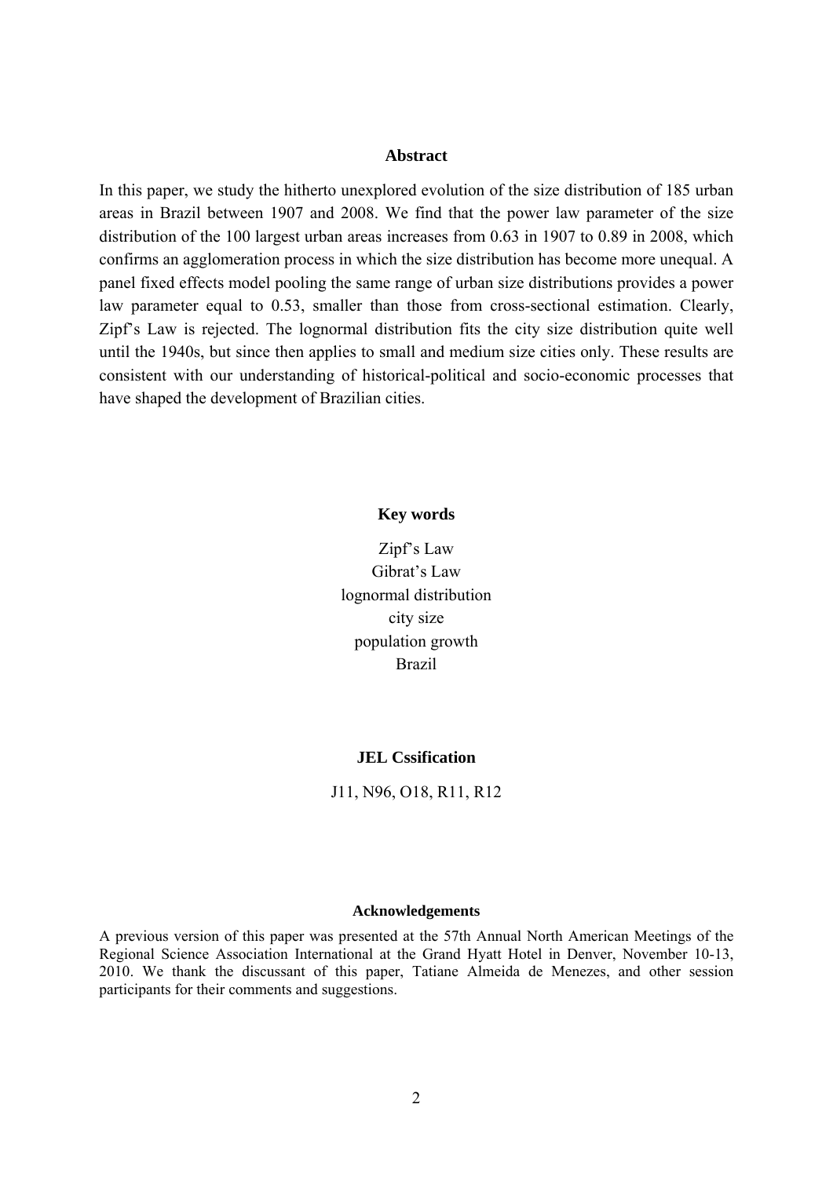## Abstract

In this paper, we study the hitherto unexplored evolution of the size distribution of 185 urban areas in Brazil between 1907 and 2008. We find that the power law parameter of the size distribution of the 100 largest urban areas increases from 0.63 in 1907 to 0.89 in 2008, which confirms an agglomeration process in which the size distribution has become more unequal. A panel fixed effects model pooling the same range of urban size distributions provides a power law parameter equal to 0.53, smaller than those from cross-sectional estimation. Clearly, Zipf's Law is rejected. The lognormal distribution fits the city size distribution quite well until the 1940s, but since then applies to small and medium size cities only. These results are consistent with our understanding of historical-political and socio-economic processes that have shaped the development of Brazilian cities.

## Key words

Zipf's Law
Gibrat's Law
lognormal distribution
city size
population growth
Brazil

## JEL Cssification

J11, N96, O18, R11, R12

## Acknowledgements

A previous version of this paper was presented at the 57th Annual North American Meetings of the Regional Science Association International at the Grand Hyatt Hotel in Denver, November 10-13, 2010. We thank the discussant of this paper, Tatiane Almeida de Menezes, and other session participants for their comments and suggestions.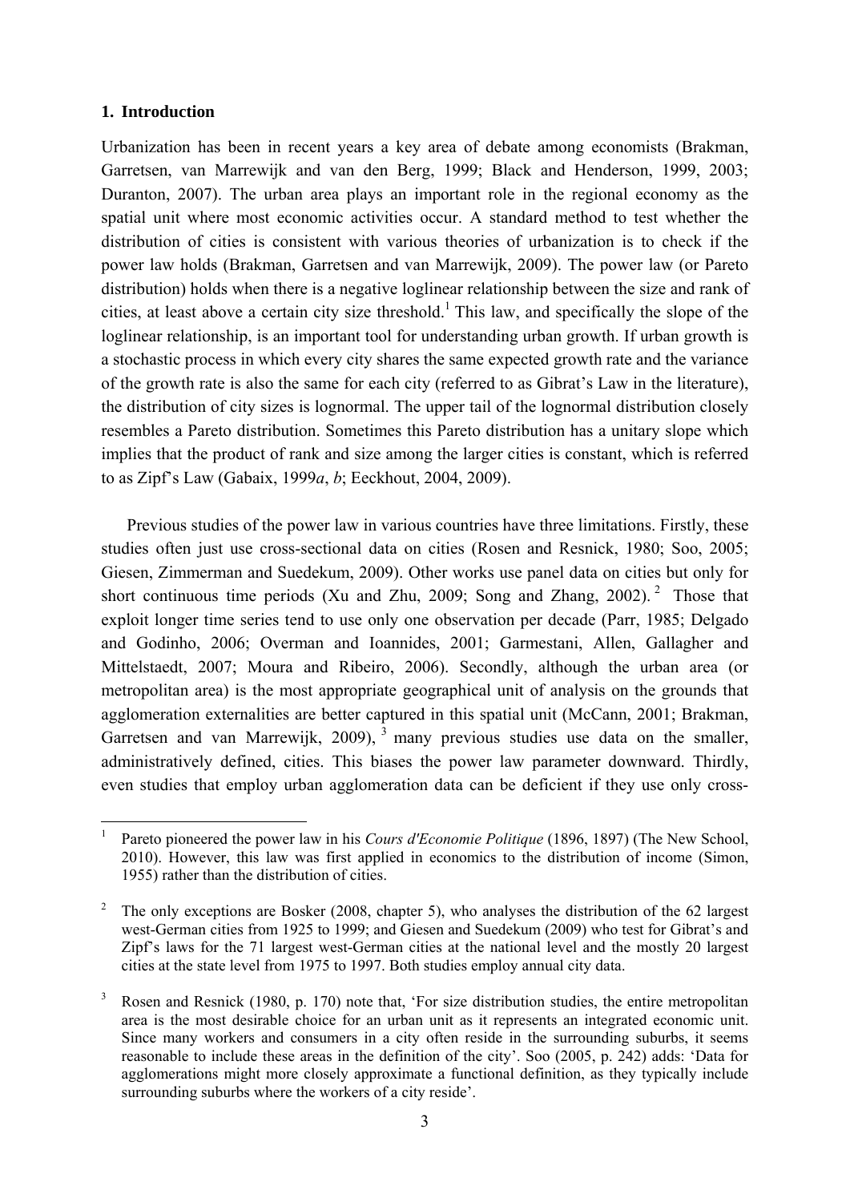## 1. Introduction

Urbanization has been in recent years a key area of debate among economists (Brakman, Garretsen, van Marrewijk and van den Berg, 1999; Black and Henderson, 1999, 2003; Duranton, 2007). The urban area plays an important role in the regional economy as the spatial unit where most economic activities occur. A standard method to test whether the distribution of cities is consistent with various theories of urbanization is to check if the power law holds (Brakman, Garretsen and van Marrewijk, 2009). The power law (or Pareto distribution) holds when there is a negative loglinear relationship between the size and rank of cities, at least above a certain city size threshold.[1] This law, and specifically the slope of the loglinear relationship, is an important tool for understanding urban growth. If urban growth is a stochastic process in which every city shares the same expected growth rate and the variance of the growth rate is also the same for each city (referred to as Gibrat's Law in the literature), the distribution of city sizes is lognormal. The upper tail of the lognormal distribution closely resembles a Pareto distribution. Sometimes this Pareto distribution has a unitary slope which implies that the product of rank and size among the larger cities is constant, which is referred to as Zipf's Law (Gabaix, 1999*a*, *b*; Eeckhout, 2004, 2009).

Previous studies of the power law in various countries have three limitations. Firstly, these studies often just use cross-sectional data on cities (Rosen and Resnick, 1980; Soo, 2005; Giesen, Zimmerman and Suedekum, 2009). Other works use panel data on cities but only for short continuous time periods (Xu and Zhu, 2009; Song and Zhang, 2002).[2] Those that exploit longer time series tend to use only one observation per decade (Parr, 1985; Delgado and Godinho, 2006; Overman and Ioannides, 2001; Garmestani, Allen, Gallagher and Mittelstaedt, 2007; Moura and Ribeiro, 2006). Secondly, although the urban area (or metropolitan area) is the most appropriate geographical unit of analysis on the grounds that agglomeration externalities are better captured in this spatial unit (McCann, 2001; Brakman, Garretsen and van Marrewijk, 2009),[3] many previous studies use data on the smaller, administratively defined, cities. This biases the power law parameter downward. Thirdly, even studies that employ urban agglomeration data can be deficient if they use only cross-

---

[1] Pareto pioneered the power law in his *Cours d'Economie Politique* (1896, 1897) (The New School, 2010). However, this law was first applied in economics to the distribution of income (Simon, 1955) rather than the distribution of cities.

[2] The only exceptions are Bosker (2008, chapter 5), who analyses the distribution of the 62 largest west-German cities from 1925 to 1999; and Giesen and Suedekum (2009) who test for Gibrat's and Zipf's laws for the 71 largest west-German cities at the national level and the mostly 20 largest cities at the state level from 1975 to 1997. Both studies employ annual city data.

[3] Rosen and Resnick (1980, p. 170) note that, 'For size distribution studies, the entire metropolitan area is the most desirable choice for an urban unit as it represents an integrated economic unit. Since many workers and consumers in a city often reside in the surrounding suburbs, it seems reasonable to include these areas in the definition of the city'. Soo (2005, p. 242) adds: 'Data for agglomerations might more closely approximate a functional definition, as they typically include surrounding suburbs where the workers of a city reside'.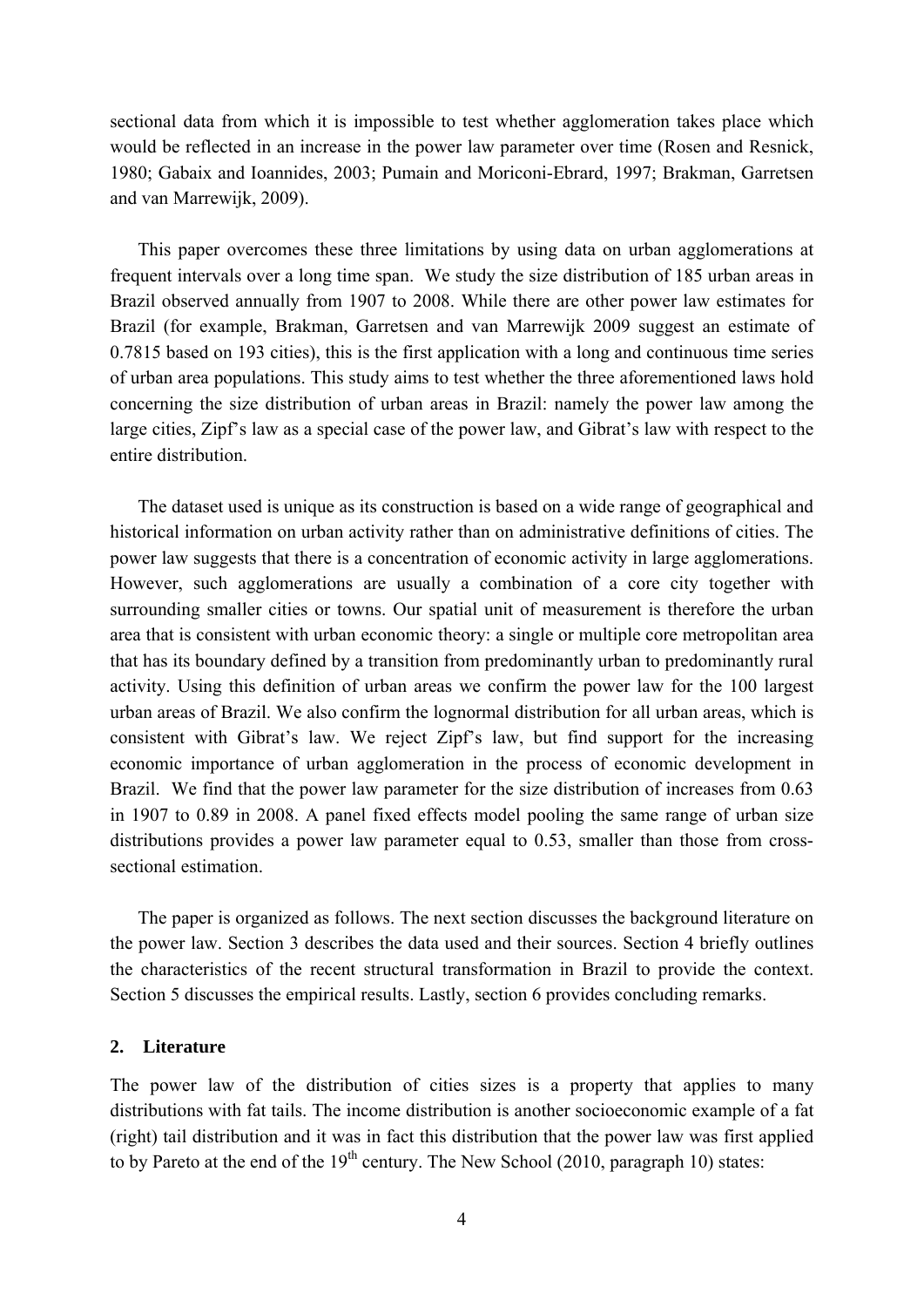sectional data from which it is impossible to test whether agglomeration takes place which would be reflected in an increase in the power law parameter over time (Rosen and Resnick, 1980; Gabaix and Ioannides, 2003; Pumain and Moriconi-Ebrard, 1997; Brakman, Garretsen and van Marrewijk, 2009).

This paper overcomes these three limitations by using data on urban agglomerations at frequent intervals over a long time span. We study the size distribution of 185 urban areas in Brazil observed annually from 1907 to 2008. While there are other power law estimates for Brazil (for example, Brakman, Garretsen and van Marrewijk 2009 suggest an estimate of 0.7815 based on 193 cities), this is the first application with a long and continuous time series of urban area populations. This study aims to test whether the three aforementioned laws hold concerning the size distribution of urban areas in Brazil: namely the power law among the large cities, Zipf's law as a special case of the power law, and Gibrat's law with respect to the entire distribution.

The dataset used is unique as its construction is based on a wide range of geographical and historical information on urban activity rather than on administrative definitions of cities. The power law suggests that there is a concentration of economic activity in large agglomerations. However, such agglomerations are usually a combination of a core city together with surrounding smaller cities or towns. Our spatial unit of measurement is therefore the urban area that is consistent with urban economic theory: a single or multiple core metropolitan area that has its boundary defined by a transition from predominantly urban to predominantly rural activity. Using this definition of urban areas we confirm the power law for the 100 largest urban areas of Brazil. We also confirm the lognormal distribution for all urban areas, which is consistent with Gibrat's law. We reject Zipf's law, but find support for the increasing economic importance of urban agglomeration in the process of economic development in Brazil. We find that the power law parameter for the size distribution of increases from 0.63 in 1907 to 0.89 in 2008. A panel fixed effects model pooling the same range of urban size distributions provides a power law parameter equal to 0.53, smaller than those from cross-sectional estimation.

The paper is organized as follows. The next section discusses the background literature on the power law. Section 3 describes the data used and their sources. Section 4 briefly outlines the characteristics of the recent structural transformation in Brazil to provide the context. Section 5 discusses the empirical results. Lastly, section 6 provides concluding remarks.

## 2. Literature

The power law of the distribution of cities sizes is a property that applies to many distributions with fat tails. The income distribution is another socioeconomic example of a fat (right) tail distribution and it was in fact this distribution that the power law was first applied to by Pareto at the end of the 19th century. The New School (2010, paragraph 10) states: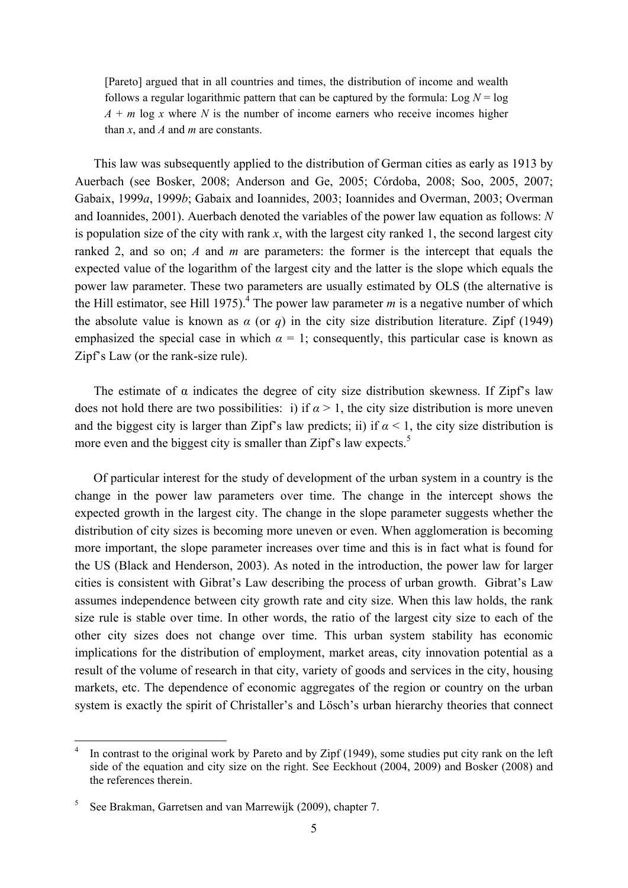> [Pareto] argued that in all countries and times, the distribution of income and wealth follows a regular logarithmic pattern that can be captured by the formula: Log $N$ = log $A$ + $m$ log $x$ where $N$ is the number of income earners who receive incomes higher than $x$, and $A$ and $m$ are constants.

This law was subsequently applied to the distribution of German cities as early as 1913 by Auerbach (see Bosker, 2008; Anderson and Ge, 2005; Córdoba, 2008; Soo, 2005, 2007; Gabaix, 1999*a*, 1999*b*; Gabaix and Ioannides, 2003; Ioannides and Overman, 2003; Overman and Ioannides, 2001). Auerbach denoted the variables of the power law equation as follows: $N$ is population size of the city with rank $x$, with the largest city ranked 1, the second largest city ranked 2, and so on; $A$ and $m$ are parameters: the former is the intercept that equals the expected value of the logarithm of the largest city and the latter is the slope which equals the power law parameter. These two parameters are usually estimated by OLS (the alternative is the Hill estimator, see Hill 1975).[4] The power law parameter $m$ is a negative number of which the absolute value is known as $\alpha$ (or $q$) in the city size distribution literature. Zipf (1949) emphasized the special case in which $\alpha = 1$; consequently, this particular case is known as Zipf's Law (or the rank-size rule).

The estimate of $\alpha$ indicates the degree of city size distribution skewness. If Zipf's law does not hold there are two possibilities: i) if $\alpha > 1$, the city size distribution is more uneven and the biggest city is larger than Zipf's law predicts; ii) if $\alpha < 1$, the city size distribution is more even and the biggest city is smaller than Zipf's law expects.[5]

Of particular interest for the study of development of the urban system in a country is the change in the power law parameters over time. The change in the intercept shows the expected growth in the largest city. The change in the slope parameter suggests whether the distribution of city sizes is becoming more uneven or even. When agglomeration is becoming more important, the slope parameter increases over time and this is in fact what is found for the US (Black and Henderson, 2003). As noted in the introduction, the power law for larger cities is consistent with Gibrat's Law describing the process of urban growth. Gibrat's Law assumes independence between city growth rate and city size. When this law holds, the rank size rule is stable over time. In other words, the ratio of the largest city size to each of the other city sizes does not change over time. This urban system stability has economic implications for the distribution of employment, market areas, city innovation potential as a result of the volume of research in that city, variety of goods and services in the city, housing markets, etc. The dependence of economic aggregates of the region or country on the urban system is exactly the spirit of Christaller's and Lösch's urban hierarchy theories that connect

---

[4] In contrast to the original work by Pareto and by Zipf (1949), some studies put city rank on the left side of the equation and city size on the right. See Eeckhout (2004, 2009) and Bosker (2008) and the references therein.

[5] See Brakman, Garretsen and van Marrewijk (2009), chapter 7.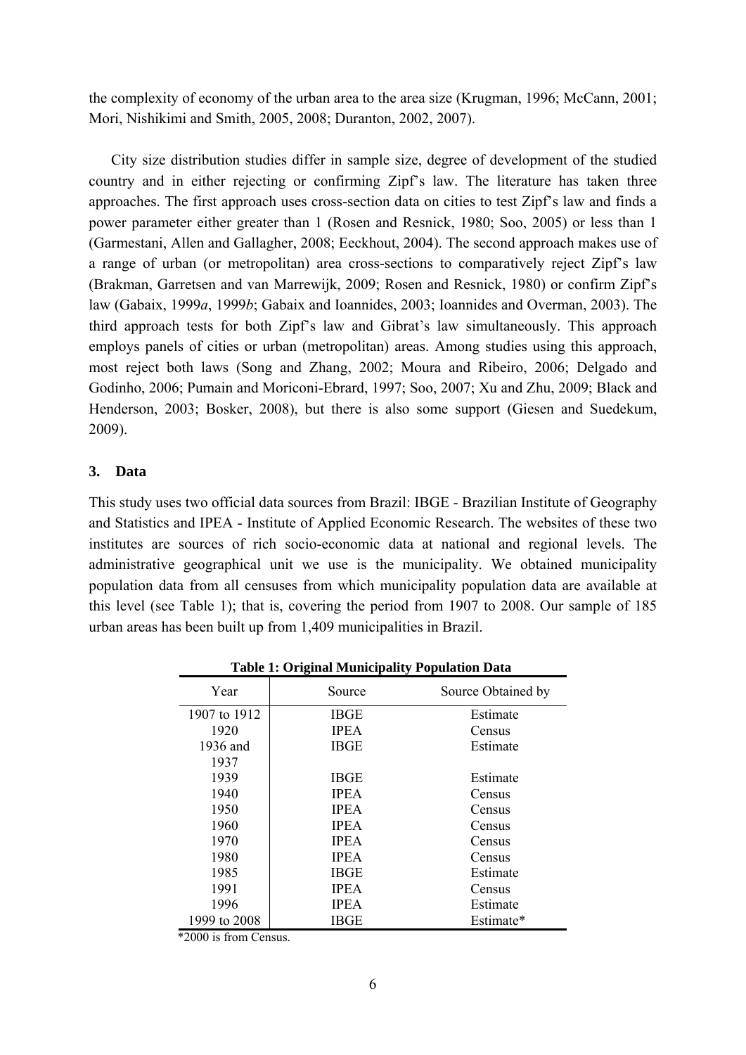the complexity of economy of the urban area to the area size (Krugman, 1996; McCann, 2001; Mori, Nishikimi and Smith, 2005, 2008; Duranton, 2002, 2007).

City size distribution studies differ in sample size, degree of development of the studied country and in either rejecting or confirming Zipf's law. The literature has taken three approaches. The first approach uses cross-section data on cities to test Zipf's law and finds a power parameter either greater than 1 (Rosen and Resnick, 1980; Soo, 2005) or less than 1 (Garmestani, Allen and Gallagher, 2008; Eeckhout, 2004). The second approach makes use of a range of urban (or metropolitan) area cross-sections to comparatively reject Zipf's law (Brakman, Garretsen and van Marrewijk, 2009; Rosen and Resnick, 1980) or confirm Zipf's law (Gabaix, 1999*a*, 1999*b*; Gabaix and Ioannides, 2003; Ioannides and Overman, 2003). The third approach tests for both Zipf's law and Gibrat's law simultaneously. This approach employs panels of cities or urban (metropolitan) areas. Among studies using this approach, most reject both laws (Song and Zhang, 2002; Moura and Ribeiro, 2006; Delgado and Godinho, 2006; Pumain and Moriconi-Ebrard, 1997; Soo, 2007; Xu and Zhu, 2009; Black and Henderson, 2003; Bosker, 2008), but there is also some support (Giesen and Suedekum, 2009).

## 3. Data

This study uses two official data sources from Brazil: IBGE - Brazilian Institute of Geography and Statistics and IPEA - Institute of Applied Economic Research. The websites of these two institutes are sources of rich socio-economic data at national and regional levels. The administrative geographical unit we use is the municipality. We obtained municipality population data from all censuses from which municipality population data are available at this level (see Table 1); that is, covering the period from 1907 to 2008. Our sample of 185 urban areas has been built up from 1,409 municipalities in Brazil.

**Table 1: Original Municipality Population Data**

| Year | Source | Source Obtained by |
|---|---|---|
| 1907 to 1912 | IBGE | Estimate |
| 1920 | IPEA | Census |
| 1936 and 1937 | IBGE | Estimate |
| 1939 | IBGE | Estimate |
| 1940 | IPEA | Census |
| 1950 | IPEA | Census |
| 1960 | IPEA | Census |
| 1970 | IPEA | Census |
| 1980 | IPEA | Census |
| 1985 | IBGE | Estimate |
| 1991 | IPEA | Census |
| 1996 | IPEA | Estimate |
| 1999 to 2008 | IBGE | Estimate* |

*2000 is from Census.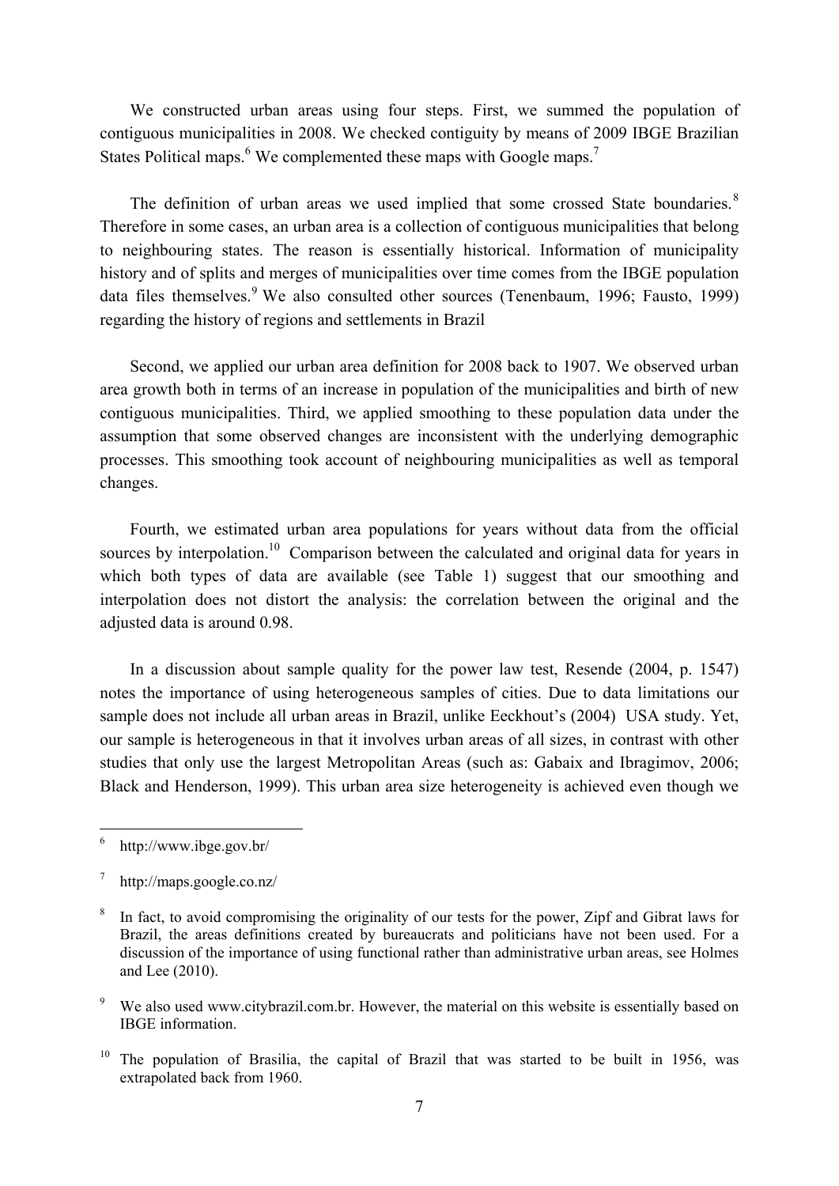We constructed urban areas using four steps. First, we summed the population of contiguous municipalities in 2008. We checked contiguity by means of 2009 IBGE Brazilian States Political maps.[6] We complemented these maps with Google maps.[7]

The definition of urban areas we used implied that some crossed State boundaries.[8] Therefore in some cases, an urban area is a collection of contiguous municipalities that belong to neighbouring states. The reason is essentially historical. Information of municipality history and of splits and merges of municipalities over time comes from the IBGE population data files themselves.[9] We also consulted other sources (Tenenbaum, 1996; Fausto, 1999) regarding the history of regions and settlements in Brazil

Second, we applied our urban area definition for 2008 back to 1907. We observed urban area growth both in terms of an increase in population of the municipalities and birth of new contiguous municipalities. Third, we applied smoothing to these population data under the assumption that some observed changes are inconsistent with the underlying demographic processes. This smoothing took account of neighbouring municipalities as well as temporal changes.

Fourth, we estimated urban area populations for years without data from the official sources by interpolation.[10] Comparison between the calculated and original data for years in which both types of data are available (see Table 1) suggest that our smoothing and interpolation does not distort the analysis: the correlation between the original and the adjusted data is around 0.98.

In a discussion about sample quality for the power law test, Resende (2004, p. 1547) notes the importance of using heterogeneous samples of cities. Due to data limitations our sample does not include all urban areas in Brazil, unlike Eeckhout's (2004) USA study. Yet, our sample is heterogeneous in that it involves urban areas of all sizes, in contrast with other studies that only use the largest Metropolitan Areas (such as: Gabaix and Ibragimov, 2006; Black and Henderson, 1999). This urban area size heterogeneity is achieved even though we

---

[6] http://www.ibge.gov.br/

[7] http://maps.google.co.nz/

[8] In fact, to avoid compromising the originality of our tests for the power, Zipf and Gibrat laws for Brazil, the areas definitions created by bureaucrats and politicians have not been used. For a discussion of the importance of using functional rather than administrative urban areas, see Holmes and Lee (2010).

[9] We also used www.citybrazil.com.br. However, the material on this website is essentially based on IBGE information.

[10] The population of Brasilia, the capital of Brazil that was started to be built in 1956, was extrapolated back from 1960.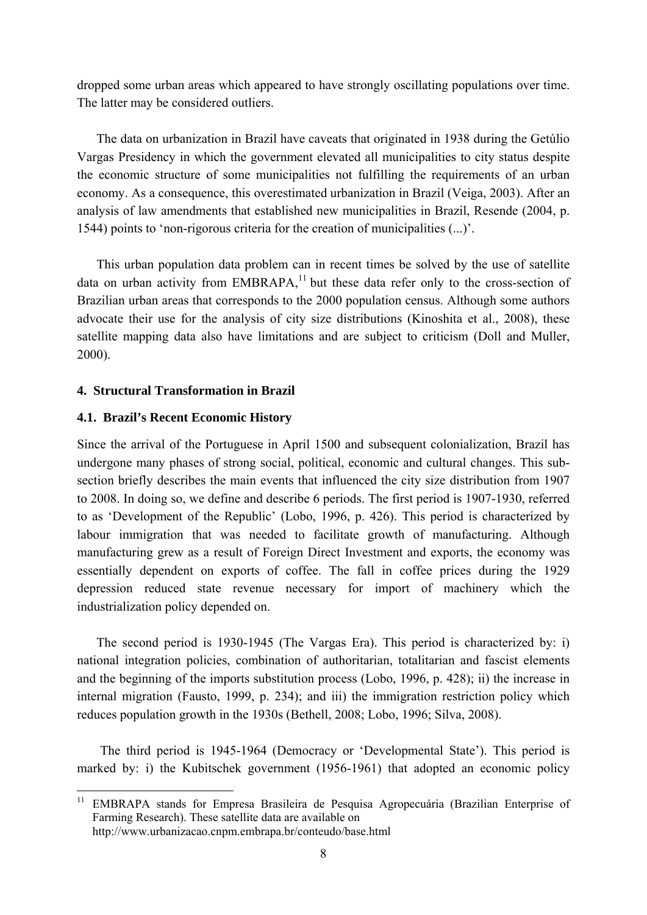dropped some urban areas which appeared to have strongly oscillating populations over time. The latter may be considered outliers.

The data on urbanization in Brazil have caveats that originated in 1938 during the Getúlio Vargas Presidency in which the government elevated all municipalities to city status despite the economic structure of some municipalities not fulfilling the requirements of an urban economy. As a consequence, this overestimated urbanization in Brazil (Veiga, 2003). After an analysis of law amendments that established new municipalities in Brazil, Resende (2004, p. 1544) points to 'non-rigorous criteria for the creation of municipalities (...)'.

This urban population data problem can in recent times be solved by the use of satellite data on urban activity from EMBRAPA,[11] but these data refer only to the cross-section of Brazilian urban areas that corresponds to the 2000 population census. Although some authors advocate their use for the analysis of city size distributions (Kinoshita et al., 2008), these satellite mapping data also have limitations and are subject to criticism (Doll and Muller, 2000).

## 4. Structural Transformation in Brazil

### 4.1. Brazil's Recent Economic History

Since the arrival of the Portuguese in April 1500 and subsequent colonialization, Brazil has undergone many phases of strong social, political, economic and cultural changes. This sub-section briefly describes the main events that influenced the city size distribution from 1907 to 2008. In doing so, we define and describe 6 periods. The first period is 1907-1930, referred to as 'Development of the Republic' (Lobo, 1996, p. 426). This period is characterized by labour immigration that was needed to facilitate growth of manufacturing. Although manufacturing grew as a result of Foreign Direct Investment and exports, the economy was essentially dependent on exports of coffee. The fall in coffee prices during the 1929 depression reduced state revenue necessary for import of machinery which the industrialization policy depended on.

The second period is 1930-1945 (The Vargas Era). This period is characterized by: i) national integration policies, combination of authoritarian, totalitarian and fascist elements and the beginning of the imports substitution process (Lobo, 1996, p. 428); ii) the increase in internal migration (Fausto, 1999, p. 234); and iii) the immigration restriction policy which reduces population growth in the 1930s (Bethell, 2008; Lobo, 1996; Silva, 2008).

The third period is 1945-1964 (Democracy or 'Developmental State'). This period is marked by: i) the Kubitschek government (1956-1961) that adopted an economic policy

[11] EMBRAPA stands for Empresa Brasileira de Pesquisa Agropecuária (Brazilian Enterprise of Farming Research). These satellite data are available on http://www.urbanizacao.cnpm.embrapa.br/conteudo/base.html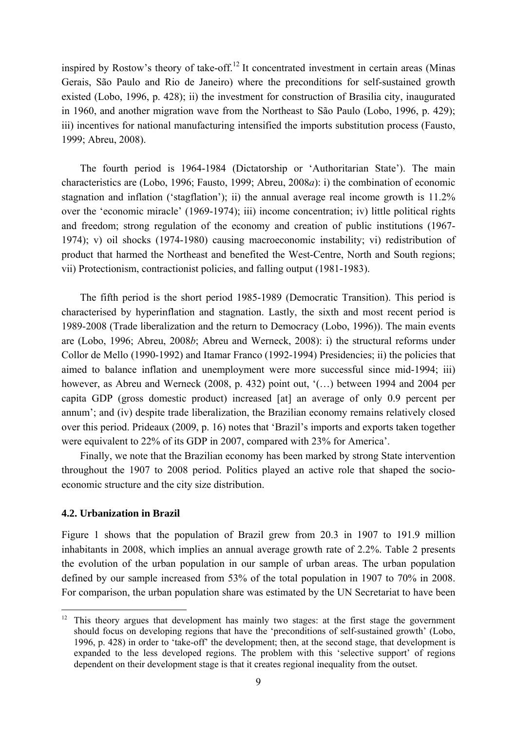inspired by Rostow's theory of take-off.[12] It concentrated investment in certain areas (Minas Gerais, São Paulo and Rio de Janeiro) where the preconditions for self-sustained growth existed (Lobo, 1996, p. 428); ii) the investment for construction of Brasilia city, inaugurated in 1960, and another migration wave from the Northeast to São Paulo (Lobo, 1996, p. 429); iii) incentives for national manufacturing intensified the imports substitution process (Fausto, 1999; Abreu, 2008).

The fourth period is 1964-1984 (Dictatorship or 'Authoritarian State'). The main characteristics are (Lobo, 1996; Fausto, 1999; Abreu, 2008*a*): i) the combination of economic stagnation and inflation ('stagflation'); ii) the annual average real income growth is 11.2% over the 'economic miracle' (1969-1974); iii) income concentration; iv) little political rights and freedom; strong regulation of the economy and creation of public institutions (1967-1974); v) oil shocks (1974-1980) causing macroeconomic instability; vi) redistribution of product that harmed the Northeast and benefited the West-Centre, North and South regions; vii) Protectionism, contractionist policies, and falling output (1981-1983).

The fifth period is the short period 1985-1989 (Democratic Transition). This period is characterised by hyperinflation and stagnation. Lastly, the sixth and most recent period is 1989-2008 (Trade liberalization and the return to Democracy (Lobo, 1996)). The main events are (Lobo, 1996; Abreu, 2008*b*; Abreu and Werneck, 2008): i) the structural reforms under Collor de Mello (1990-1992) and Itamar Franco (1992-1994) Presidencies; ii) the policies that aimed to balance inflation and unemployment were more successful since mid-1994; iii) however, as Abreu and Werneck (2008, p. 432) point out, '(…) between 1994 and 2004 per capita GDP (gross domestic product) increased [at] an average of only 0.9 percent per annum'; and (iv) despite trade liberalization, the Brazilian economy remains relatively closed over this period. Prideaux (2009, p. 16) notes that 'Brazil's imports and exports taken together were equivalent to 22% of its GDP in 2007, compared with 23% for America'.

Finally, we note that the Brazilian economy has been marked by strong State intervention throughout the 1907 to 2008 period. Politics played an active role that shaped the socio-economic structure and the city size distribution.

#### 4.2. Urbanization in Brazil

Figure 1 shows that the population of Brazil grew from 20.3 in 1907 to 191.9 million inhabitants in 2008, which implies an annual average growth rate of 2.2%. Table 2 presents the evolution of the urban population in our sample of urban areas. The urban population defined by our sample increased from 53% of the total population in 1907 to 70% in 2008. For comparison, the urban population share was estimated by the UN Secretariat to have been

[12] This theory argues that development has mainly two stages: at the first stage the government should focus on developing regions that have the 'preconditions of self-sustained growth' (Lobo, 1996, p. 428) in order to 'take-off' the development; then, at the second stage, that development is expanded to the less developed regions. The problem with this 'selective support' of regions dependent on their development stage is that it creates regional inequality from the outset.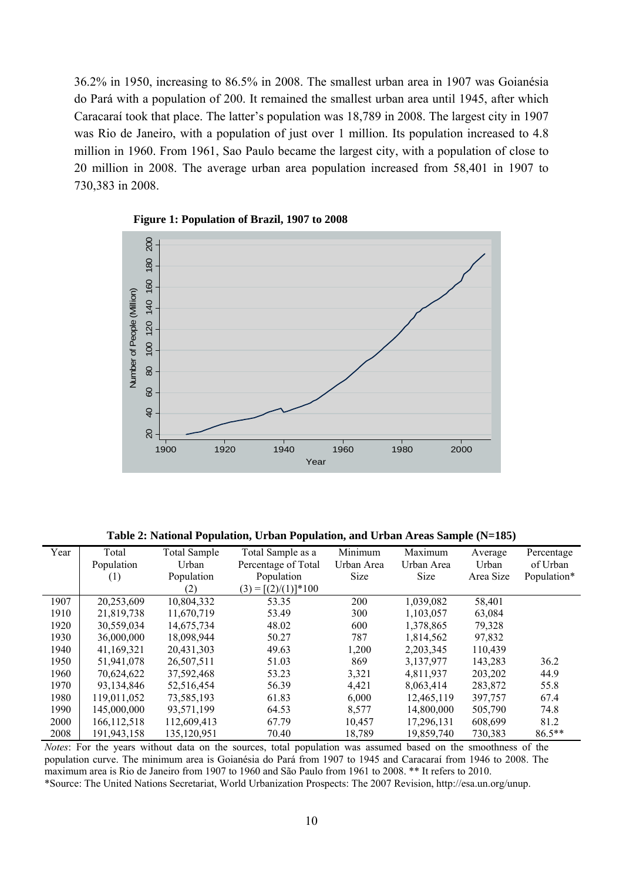36.2% in 1950, increasing to 86.5% in 2008. The smallest urban area in 1907 was Goianésia do Pará with a population of 200. It remained the smallest urban area until 1945, after which Caracaraí took that place. The latter's population was 18,789 in 2008. The largest city in 1907 was Rio de Janeiro, with a population of just over 1 million. Its population increased to 4.8 million in 1960. From 1961, Sao Paulo became the largest city, with a population of close to 20 million in 2008. The average urban area population increased from 58,401 in 1907 to 730,383 in 2008.

**Figure 1: Population of Brazil, 1907 to 2008**

**Table 2: National Population, Urban Population, and Urban Areas Sample (N=185)**

| Year | Total Population (1) | Total Sample Urban Population (2) | Total Sample as a Percentage of Total Population (3) = [(2)/(1)]*100 | Minimum Urban Area Size | Maximum Urban Area Size | Average Urban Area Size | Percentage of Urban Population* |
|---|---|---|---|---|---|---|---|
| 1907 | 20,253,609 | 10,804,332 | 53.35 | 200 | 1,039,082 | 58,401 | |
| 1910 | 21,819,738 | 11,670,719 | 53.49 | 300 | 1,103,057 | 63,084 | |
| 1920 | 30,559,034 | 14,675,734 | 48.02 | 600 | 1,378,865 | 79,328 | |
| 1930 | 36,000,000 | 18,098,944 | 50.27 | 787 | 1,814,562 | 97,832 | |
| 1940 | 41,169,321 | 20,431,303 | 49.63 | 1,200 | 2,203,345 | 110,439 | |
| 1950 | 51,941,078 | 26,507,511 | 51.03 | 869 | 3,137,977 | 143,283 | 36.2 |
| 1960 | 70,624,622 | 37,592,468 | 53.23 | 3,321 | 4,811,937 | 203,202 | 44.9 |
| 1970 | 93,134,846 | 52,516,454 | 56.39 | 4,421 | 8,063,414 | 283,872 | 55.8 |
| 1980 | 119,011,052 | 73,585,193 | 61.83 | 6,000 | 12,465,119 | 397,757 | 67.4 |
| 1990 | 145,000,000 | 93,571,199 | 64.53 | 8,577 | 14,800,000 | 505,790 | 74.8 |
| 2000 | 166,112,518 | 112,609,413 | 67.79 | 10,457 | 17,296,131 | 608,699 | 81.2 |
| 2008 | 191,943,158 | 135,120,951 | 70.40 | 18,789 | 19,859,740 | 730,383 | 86.5** |

*Notes*: For the years without data on the sources, total population was assumed based on the smoothness of the population curve. The minimum area is Goianésia do Pará from 1907 to 1945 and Caracaraí from 1946 to 2008. The maximum area is Rio de Janeiro from 1907 to 1960 and São Paulo from 1961 to 2008. ** It refers to 2010.
*Source: The United Nations Secretariat, World Urbanization Prospects: The 2007 Revision, http://esa.un.org/unup.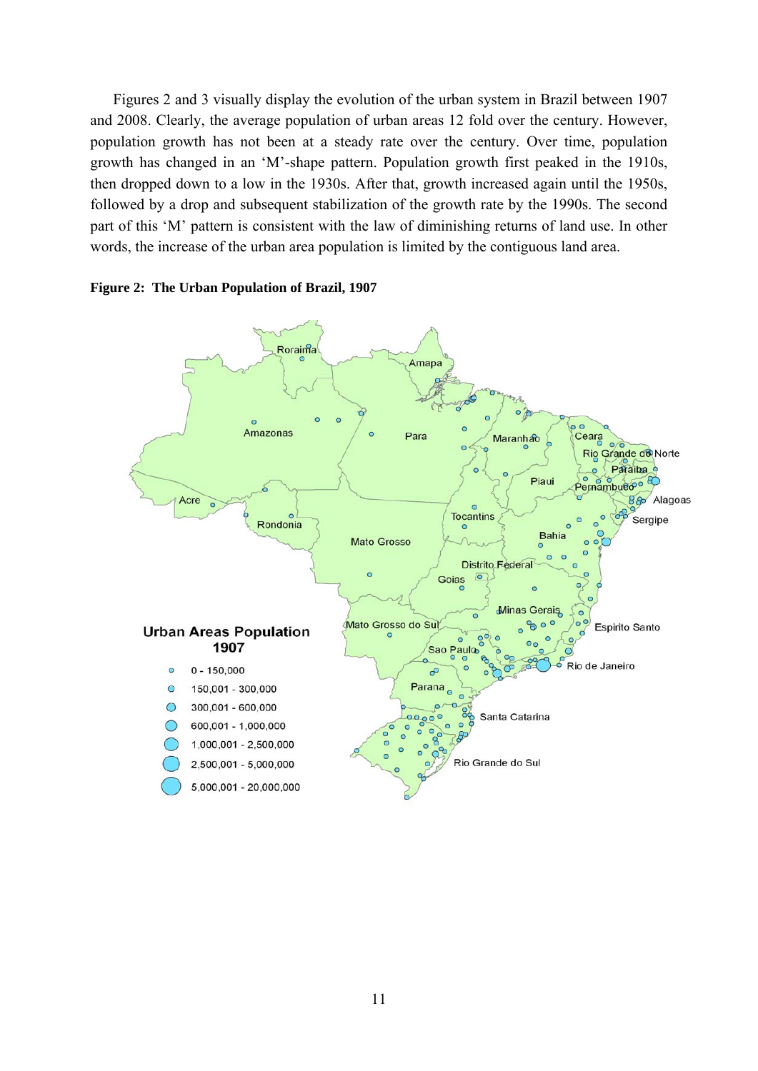Figures 2 and 3 visually display the evolution of the urban system in Brazil between 1907 and 2008. Clearly, the average population of urban areas 12 fold over the century. However, population growth has not been at a steady rate over the century. Over time, population growth has changed in an 'M'-shape pattern. Population growth first peaked in the 1910s, then dropped down to a low in the 1930s. After that, growth increased again until the 1950s, followed by a drop and subsequent stabilization of the growth rate by the 1990s. The second part of this 'M' pattern is consistent with the law of diminishing returns of land use. In other words, the increase of the urban area population is limited by the contiguous land area.

**Figure 2: The Urban Population of Brazil, 1907**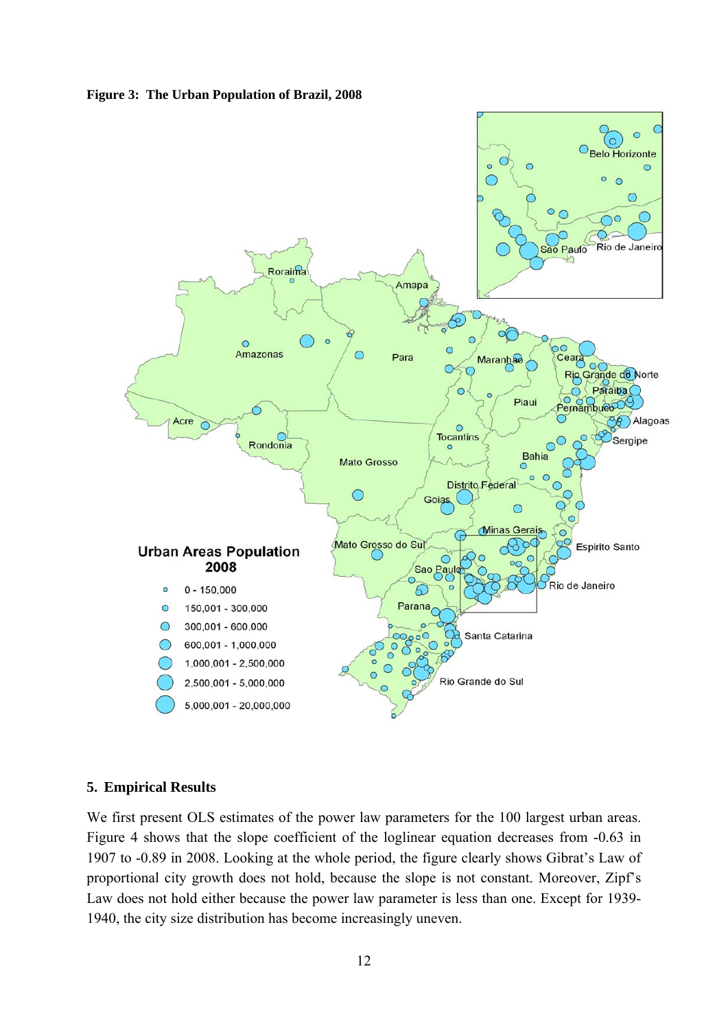**Figure 3: The Urban Population of Brazil, 2008**

## 5. Empirical Results

We first present OLS estimates of the power law parameters for the 100 largest urban areas. Figure 4 shows that the slope coefficient of the loglinear equation decreases from -0.63 in 1907 to -0.89 in 2008. Looking at the whole period, the figure clearly shows Gibrat's Law of proportional city growth does not hold, because the slope is not constant. Moreover, Zipf's Law does not hold either because the power law parameter is less than one. Except for 1939-1940, the city size distribution has become increasingly uneven.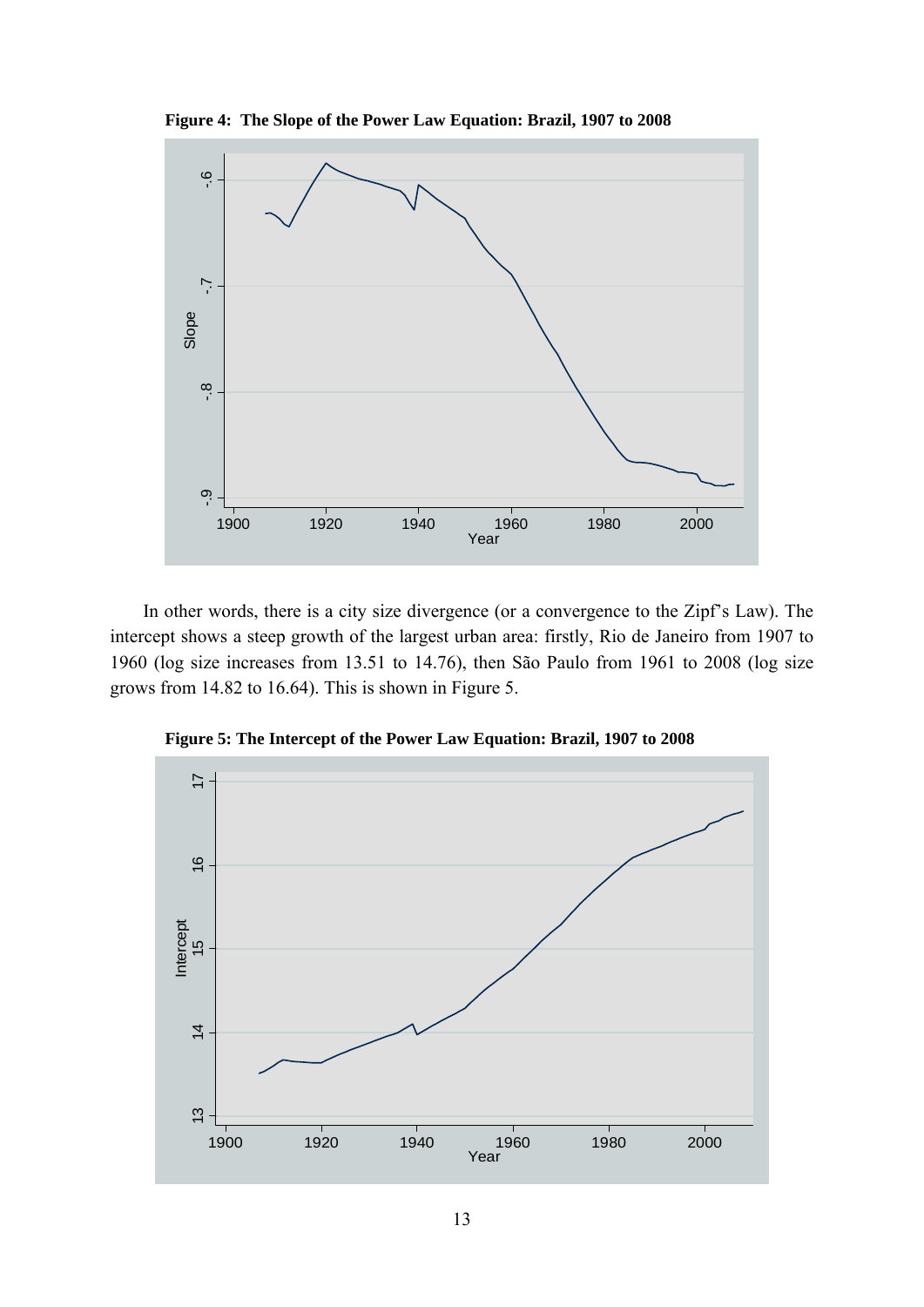**Figure 4: The Slope of the Power Law Equation: Brazil, 1907 to 2008**

In other words, there is a city size divergence (or a convergence to the Zipf's Law). The intercept shows a steep growth of the largest urban area: firstly, Rio de Janeiro from 1907 to 1960 (log size increases from 13.51 to 14.76), then São Paulo from 1961 to 2008 (log size grows from 14.82 to 16.64). This is shown in Figure 5.

**Figure 5: The Intercept of the Power Law Equation: Brazil, 1907 to 2008**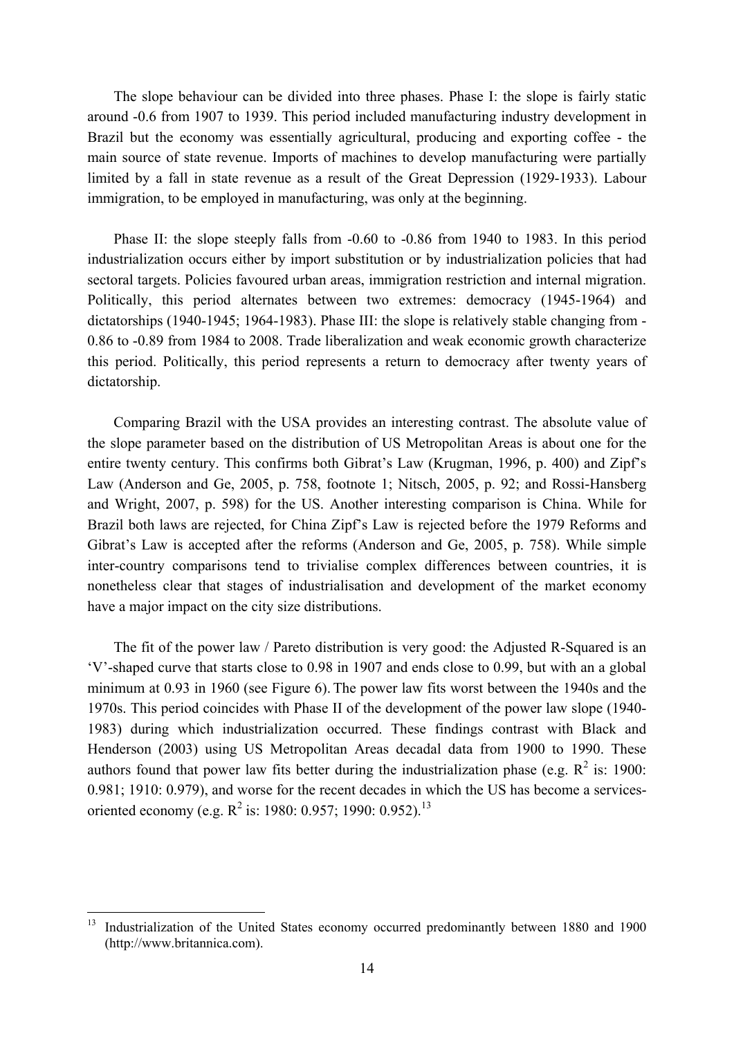The slope behaviour can be divided into three phases. Phase I: the slope is fairly static around -0.6 from 1907 to 1939. This period included manufacturing industry development in Brazil but the economy was essentially agricultural, producing and exporting coffee - the main source of state revenue. Imports of machines to develop manufacturing were partially limited by a fall in state revenue as a result of the Great Depression (1929-1933). Labour immigration, to be employed in manufacturing, was only at the beginning.

Phase II: the slope steeply falls from -0.60 to -0.86 from 1940 to 1983. In this period industrialization occurs either by import substitution or by industrialization policies that had sectoral targets. Policies favoured urban areas, immigration restriction and internal migration. Politically, this period alternates between two extremes: democracy (1945-1964) and dictatorships (1940-1945; 1964-1983). Phase III: the slope is relatively stable changing from -0.86 to -0.89 from 1984 to 2008. Trade liberalization and weak economic growth characterize this period. Politically, this period represents a return to democracy after twenty years of dictatorship.

Comparing Brazil with the USA provides an interesting contrast. The absolute value of the slope parameter based on the distribution of US Metropolitan Areas is about one for the entire twenty century. This confirms both Gibrat's Law (Krugman, 1996, p. 400) and Zipf's Law (Anderson and Ge, 2005, p. 758, footnote 1; Nitsch, 2005, p. 92; and Rossi-Hansberg and Wright, 2007, p. 598) for the US. Another interesting comparison is China. While for Brazil both laws are rejected, for China Zipf's Law is rejected before the 1979 Reforms and Gibrat's Law is accepted after the reforms (Anderson and Ge, 2005, p. 758). While simple inter-country comparisons tend to trivialise complex differences between countries, it is nonetheless clear that stages of industrialisation and development of the market economy have a major impact on the city size distributions.

The fit of the power law / Pareto distribution is very good: the Adjusted R-Squared is an 'V'-shaped curve that starts close to 0.98 in 1907 and ends close to 0.99, but with an a global minimum at 0.93 in 1960 (see Figure 6). The power law fits worst between the 1940s and the 1970s. This period coincides with Phase II of the development of the power law slope (1940-1983) during which industrialization occurred. These findings contrast with Black and Henderson (2003) using US Metropolitan Areas decadal data from 1900 to 1990. These authors found that power law fits better during the industrialization phase (e.g. $R^2$ is: 1900: 0.981; 1910: 0.979), and worse for the recent decades in which the US has become a services-oriented economy (e.g. $R^2$ is: 1980: 0.957; 1990: 0.952).[13]

---

[13] Industrialization of the United States economy occurred predominantly between 1880 and 1900 (http://www.britannica.com).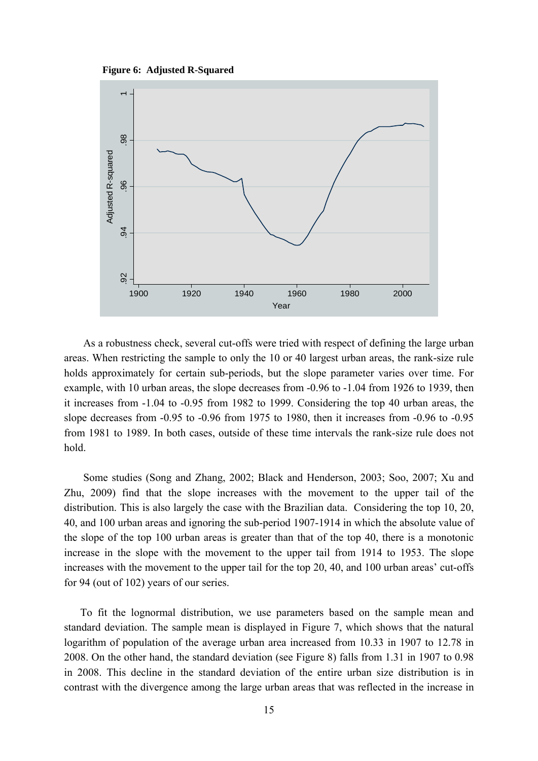**Figure 6: Adjusted R-Squared**

As a robustness check, several cut-offs were tried with respect of defining the large urban areas. When restricting the sample to only the 10 or 40 largest urban areas, the rank-size rule holds approximately for certain sub-periods, but the slope parameter varies over time. For example, with 10 urban areas, the slope decreases from -0.96 to -1.04 from 1926 to 1939, then it increases from -1.04 to -0.95 from 1982 to 1999. Considering the top 40 urban areas, the slope decreases from -0.95 to -0.96 from 1975 to 1980, then it increases from -0.96 to -0.95 from 1981 to 1989. In both cases, outside of these time intervals the rank-size rule does not hold.

Some studies (Song and Zhang, 2002; Black and Henderson, 2003; Soo, 2007; Xu and Zhu, 2009) find that the slope increases with the movement to the upper tail of the distribution. This is also largely the case with the Brazilian data. Considering the top 10, 20, 40, and 100 urban areas and ignoring the sub-period 1907-1914 in which the absolute value of the slope of the top 100 urban areas is greater than that of the top 40, there is a monotonic increase in the slope with the movement to the upper tail from 1914 to 1953. The slope increases with the movement to the upper tail for the top 20, 40, and 100 urban areas' cut-offs for 94 (out of 102) years of our series.

To fit the lognormal distribution, we use parameters based on the sample mean and standard deviation. The sample mean is displayed in Figure 7, which shows that the natural logarithm of population of the average urban area increased from 10.33 in 1907 to 12.78 in 2008. On the other hand, the standard deviation (see Figure 8) falls from 1.31 in 1907 to 0.98 in 2008. This decline in the standard deviation of the entire urban size distribution is in contrast with the divergence among the large urban areas that was reflected in the increase in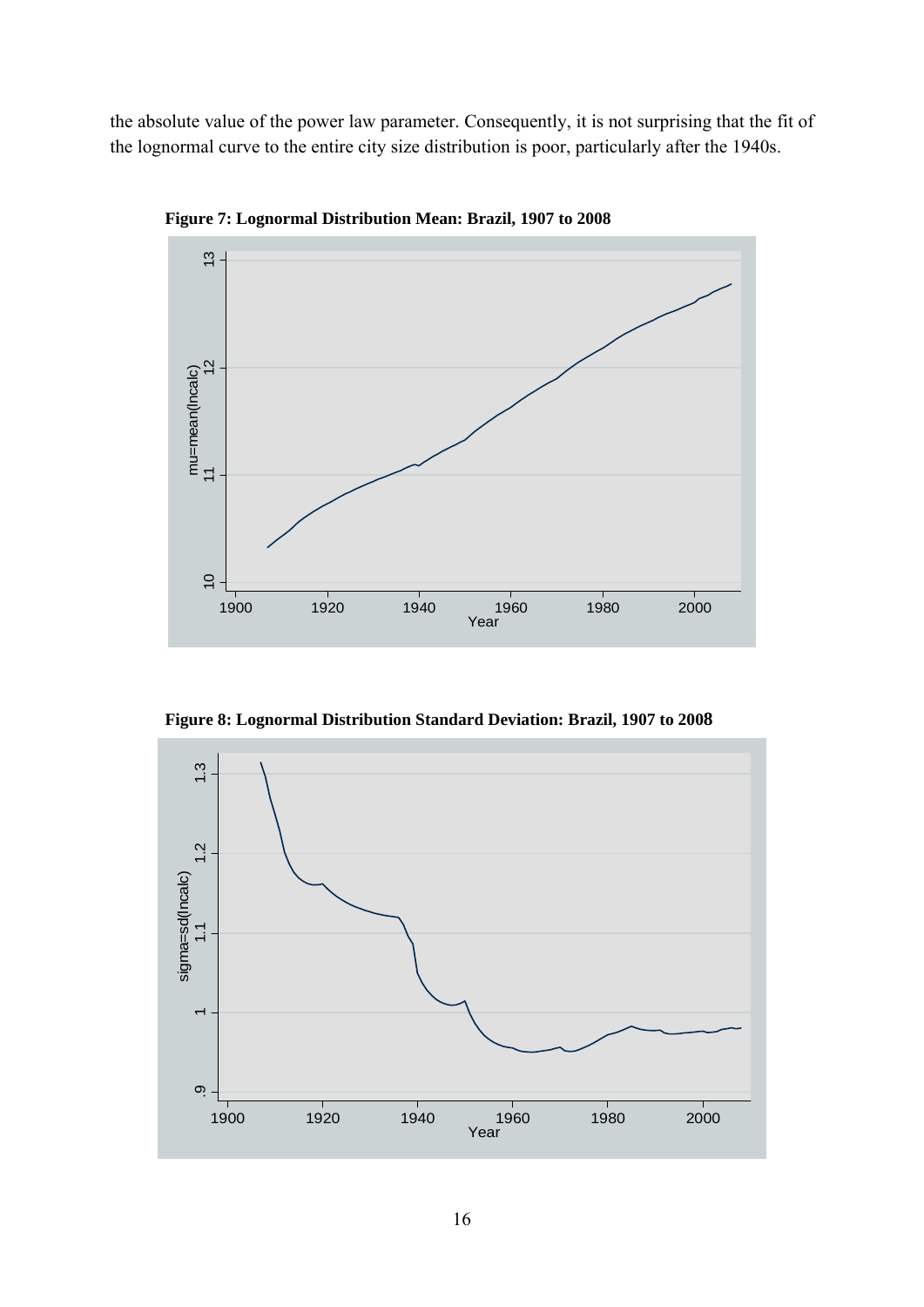the absolute value of the power law parameter. Consequently, it is not surprising that the fit of the lognormal curve to the entire city size distribution is poor, particularly after the 1940s.

**Figure 7: Lognormal Distribution Mean: Brazil, 1907 to 2008**

**Figure 8: Lognormal Distribution Standard Deviation: Brazil, 1907 to 2008**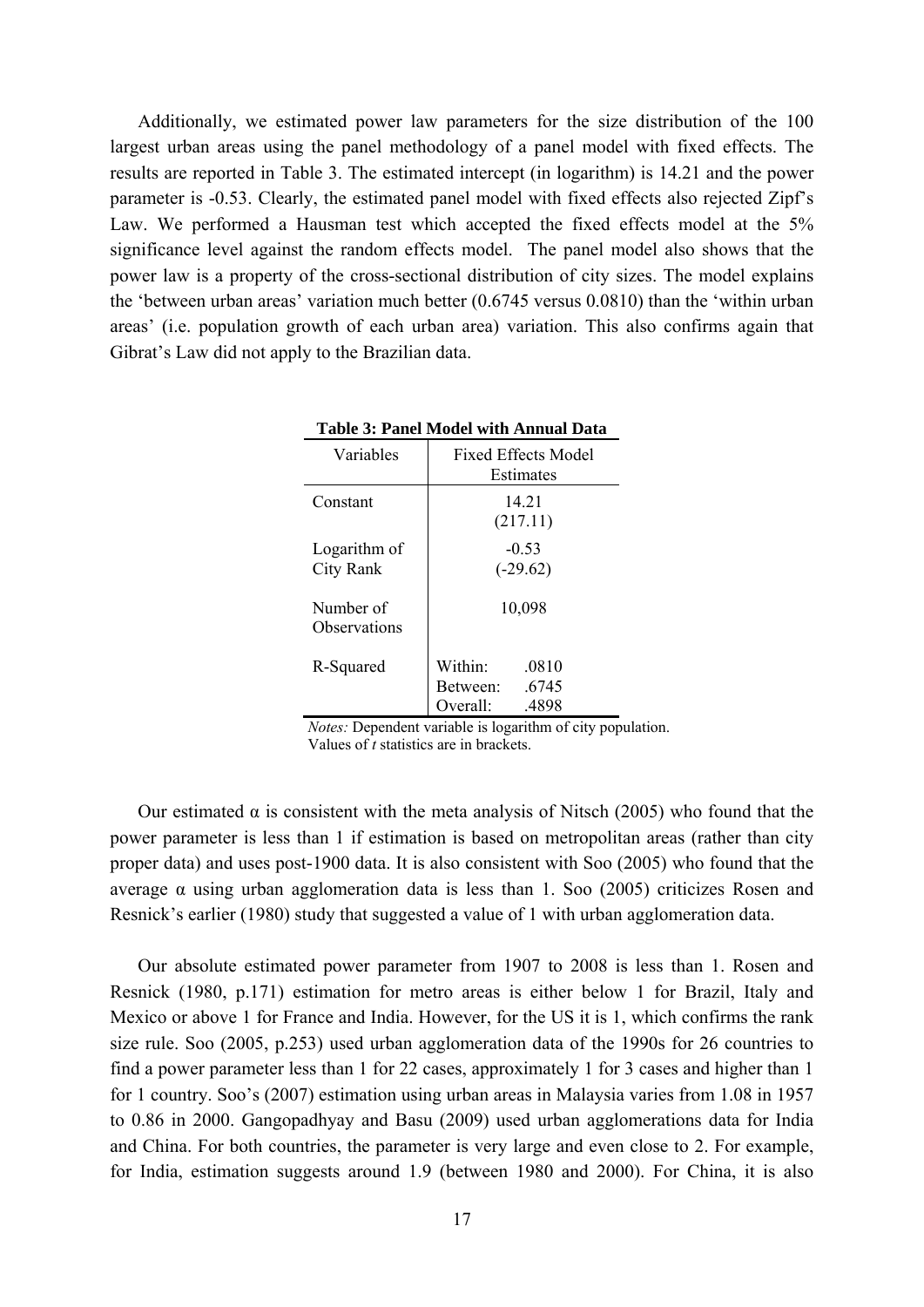Additionally, we estimated power law parameters for the size distribution of the 100 largest urban areas using the panel methodology of a panel model with fixed effects. The results are reported in Table 3. The estimated intercept (in logarithm) is 14.21 and the power parameter is -0.53. Clearly, the estimated panel model with fixed effects also rejected Zipf's Law. We performed a Hausman test which accepted the fixed effects model at the 5% significance level against the random effects model. The panel model also shows that the power law is a property of the cross-sectional distribution of city sizes. The model explains the 'between urban areas' variation much better (0.6745 versus 0.0810) than the 'within urban areas' (i.e. population growth of each urban area) variation. This also confirms again that Gibrat's Law did not apply to the Brazilian data.

**Table 3: Panel Model with Annual Data**

| Variables | Fixed Effects Model Estimates |
|---|---|
| Constant | 14.21 (217.11) |
| Logarithm of City Rank | -0.53 (-29.62) |
| Number of Observations | 10,098 |
| R-Squared | Within: .0810<br>Between: .6745<br>Overall: .4898 |

*Notes:* Dependent variable is logarithm of city population. Values of *t* statistics are in brackets.

Our estimated $\alpha$ is consistent with the meta analysis of Nitsch (2005) who found that the power parameter is less than 1 if estimation is based on metropolitan areas (rather than city proper data) and uses post-1900 data. It is also consistent with Soo (2005) who found that the average $\alpha$ using urban agglomeration data is less than 1. Soo (2005) criticizes Rosen and Resnick's earlier (1980) study that suggested a value of 1 with urban agglomeration data.

Our absolute estimated power parameter from 1907 to 2008 is less than 1. Rosen and Resnick (1980, p.171) estimation for metro areas is either below 1 for Brazil, Italy and Mexico or above 1 for France and India. However, for the US it is 1, which confirms the rank size rule. Soo (2005, p.253) used urban agglomeration data of the 1990s for 26 countries to find a power parameter less than 1 for 22 cases, approximately 1 for 3 cases and higher than 1 for 1 country. Soo's (2007) estimation using urban areas in Malaysia varies from 1.08 in 1957 to 0.86 in 2000. Gangopadhyay and Basu (2009) used urban agglomerations data for India and China. For both countries, the parameter is very large and even close to 2. For example, for India, estimation suggests around 1.9 (between 1980 and 2000). For China, it is also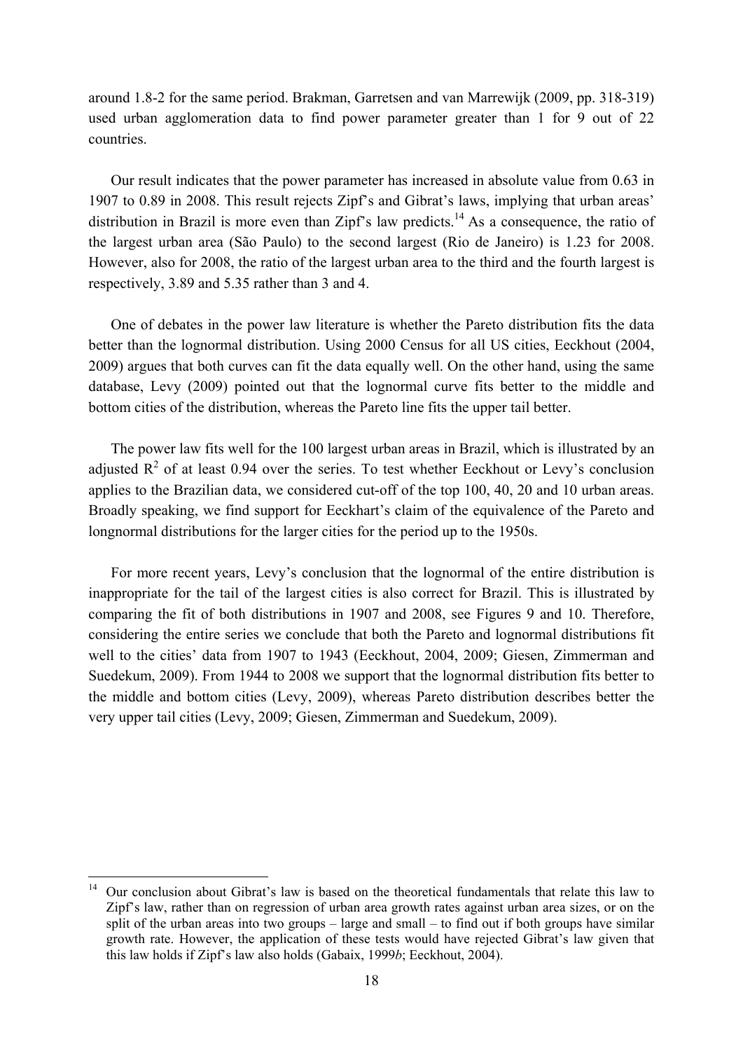around 1.8-2 for the same period. Brakman, Garretsen and van Marrewijk (2009, pp. 318-319) used urban agglomeration data to find power parameter greater than 1 for 9 out of 22 countries.

Our result indicates that the power parameter has increased in absolute value from 0.63 in 1907 to 0.89 in 2008. This result rejects Zipf's and Gibrat's laws, implying that urban areas' distribution in Brazil is more even than Zipf's law predicts.[14] As a consequence, the ratio of the largest urban area (São Paulo) to the second largest (Rio de Janeiro) is 1.23 for 2008. However, also for 2008, the ratio of the largest urban area to the third and the fourth largest is respectively, 3.89 and 5.35 rather than 3 and 4.

One of debates in the power law literature is whether the Pareto distribution fits the data better than the lognormal distribution. Using 2000 Census for all US cities, Eeckhout (2004, 2009) argues that both curves can fit the data equally well. On the other hand, using the same database, Levy (2009) pointed out that the lognormal curve fits better to the middle and bottom cities of the distribution, whereas the Pareto line fits the upper tail better.

The power law fits well for the 100 largest urban areas in Brazil, which is illustrated by an adjusted $R^2$ of at least 0.94 over the series. To test whether Eeckhout or Levy's conclusion applies to the Brazilian data, we considered cut-off of the top 100, 40, 20 and 10 urban areas. Broadly speaking, we find support for Eeckhart's claim of the equivalence of the Pareto and longnormal distributions for the larger cities for the period up to the 1950s.

For more recent years, Levy's conclusion that the lognormal of the entire distribution is inappropriate for the tail of the largest cities is also correct for Brazil. This is illustrated by comparing the fit of both distributions in 1907 and 2008, see Figures 9 and 10. Therefore, considering the entire series we conclude that both the Pareto and lognormal distributions fit well to the cities' data from 1907 to 1943 (Eeckhout, 2004, 2009; Giesen, Zimmerman and Suedekum, 2009). From 1944 to 2008 we support that the lognormal distribution fits better to the middle and bottom cities (Levy, 2009), whereas Pareto distribution describes better the very upper tail cities (Levy, 2009; Giesen, Zimmerman and Suedekum, 2009).

---

[14] Our conclusion about Gibrat's law is based on the theoretical fundamentals that relate this law to Zipf's law, rather than on regression of urban area growth rates against urban area sizes, or on the split of the urban areas into two groups – large and small – to find out if both groups have similar growth rate. However, the application of these tests would have rejected Gibrat's law given that this law holds if Zipf's law also holds (Gabaix, 1999*b*; Eeckhout, 2004).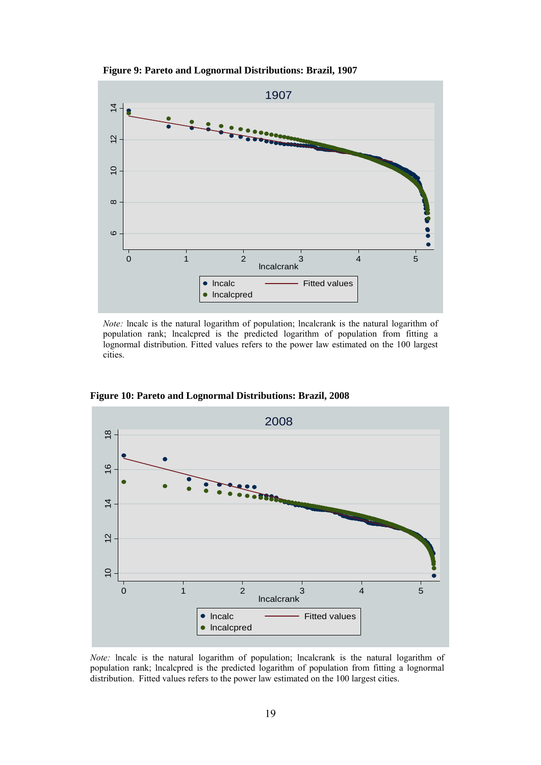**Figure 9: Pareto and Lognormal Distributions: Brazil, 1907**

*Note:* lncalc is the natural logarithm of population; lncalcrank is the natural logarithm of population rank; lncalcpred is the predicted logarithm of population from fitting a lognormal distribution. Fitted values refers to the power law estimated on the 100 largest cities.

**Figure 10: Pareto and Lognormal Distributions: Brazil, 2008**

*Note:* lncalc is the natural logarithm of population; lncalcrank is the natural logarithm of population rank; lncalcpred is the predicted logarithm of population from fitting a lognormal distribution. Fitted values refers to the power law estimated on the 100 largest cities.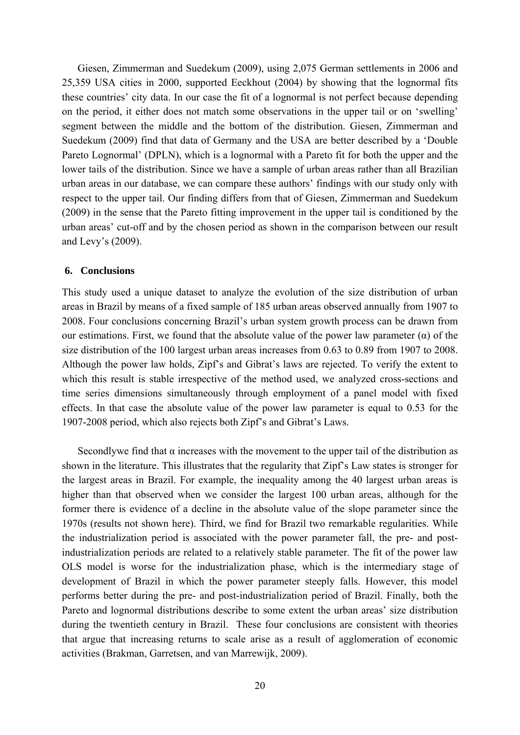Giesen, Zimmerman and Suedekum (2009), using 2,075 German settlements in 2006 and 25,359 USA cities in 2000, supported Eeckhout (2004) by showing that the lognormal fits these countries' city data. In our case the fit of a lognormal is not perfect because depending on the period, it either does not match some observations in the upper tail or on 'swelling' segment between the middle and the bottom of the distribution. Giesen, Zimmerman and Suedekum (2009) find that data of Germany and the USA are better described by a 'Double Pareto Lognormal' (DPLN), which is a lognormal with a Pareto fit for both the upper and the lower tails of the distribution. Since we have a sample of urban areas rather than all Brazilian urban areas in our database, we can compare these authors' findings with our study only with respect to the upper tail. Our finding differs from that of Giesen, Zimmerman and Suedekum (2009) in the sense that the Pareto fitting improvement in the upper tail is conditioned by the urban areas' cut-off and by the chosen period as shown in the comparison between our result and Levy's (2009).

## 6. Conclusions

This study used a unique dataset to analyze the evolution of the size distribution of urban areas in Brazil by means of a fixed sample of 185 urban areas observed annually from 1907 to 2008. Four conclusions concerning Brazil's urban system growth process can be drawn from our estimations. First, we found that the absolute value of the power law parameter ($\alpha$) of the size distribution of the 100 largest urban areas increases from 0.63 to 0.89 from 1907 to 2008. Although the power law holds, Zipf's and Gibrat's laws are rejected. To verify the extent to which this result is stable irrespective of the method used, we analyzed cross-sections and time series dimensions simultaneously through employment of a panel model with fixed effects. In that case the absolute value of the power law parameter is equal to 0.53 for the 1907-2008 period, which also rejects both Zipf's and Gibrat's Laws.

Secondlywe find that $\alpha$ increases with the movement to the upper tail of the distribution as shown in the literature. This illustrates that the regularity that Zipf's Law states is stronger for the largest areas in Brazil. For example, the inequality among the 40 largest urban areas is higher than that observed when we consider the largest 100 urban areas, although for the former there is evidence of a decline in the absolute value of the slope parameter since the 1970s (results not shown here). Third, we find for Brazil two remarkable regularities. While the industrialization period is associated with the power parameter fall, the pre- and post-industrialization periods are related to a relatively stable parameter. The fit of the power law OLS model is worse for the industrialization phase, which is the intermediary stage of development of Brazil in which the power parameter steeply falls. However, this model performs better during the pre- and post-industrialization period of Brazil. Finally, both the Pareto and lognormal distributions describe to some extent the urban areas' size distribution during the twentieth century in Brazil. These four conclusions are consistent with theories that argue that increasing returns to scale arise as a result of agglomeration of economic activities (Brakman, Garretsen, and van Marrewijk, 2009).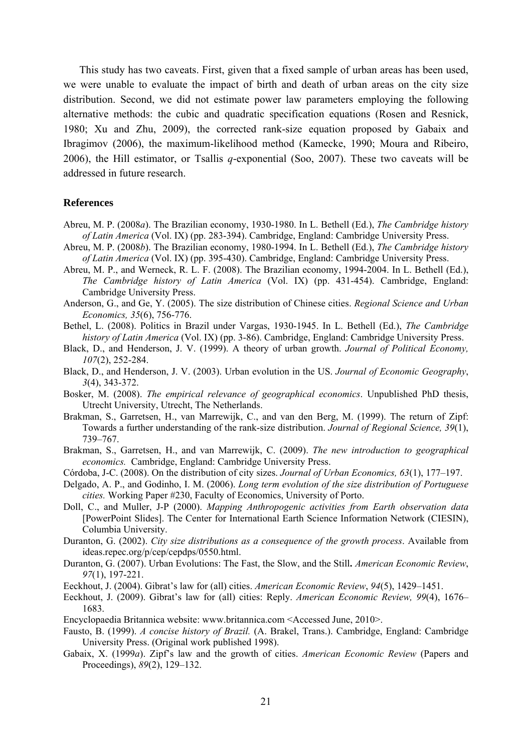This study has two caveats. First, given that a fixed sample of urban areas has been used, we were unable to evaluate the impact of birth and death of urban areas on the city size distribution. Second, we did not estimate power law parameters employing the following alternative methods: the cubic and quadratic specification equations (Rosen and Resnick, 1980; Xu and Zhu, 2009), the corrected rank-size equation proposed by Gabaix and Ibragimov (2006), the maximum-likelihood method (Kamecke, 1990; Moura and Ribeiro, 2006), the Hill estimator, or Tsallis *q*-exponential (Soo, 2007). These two caveats will be addressed in future research.

## References

Abreu, M. P. (2008*a*). The Brazilian economy, 1930-1980. In L. Bethell (Ed.), *The Cambridge history of Latin America* (Vol. IX) (pp. 283-394). Cambridge, England: Cambridge University Press.

Abreu, M. P. (2008*b*). The Brazilian economy, 1980-1994. In L. Bethell (Ed.), *The Cambridge history of Latin America* (Vol. IX) (pp. 395-430). Cambridge, England: Cambridge University Press.

Abreu, M. P., and Werneck, R. L. F. (2008). The Brazilian economy, 1994-2004. In L. Bethell (Ed.), *The Cambridge history of Latin America* (Vol. IX) (pp. 431-454). Cambridge, England: Cambridge University Press.

Anderson, G., and Ge, Y. (2005). The size distribution of Chinese cities. *Regional Science and Urban Economics, 35*(6), 756-776.

Bethel, L. (2008). Politics in Brazil under Vargas, 1930-1945. In L. Bethell (Ed.), *The Cambridge history of Latin America* (Vol. IX) (pp. 3-86). Cambridge, England: Cambridge University Press.

Black, D., and Henderson, J. V. (1999). A theory of urban growth. *Journal of Political Economy, 107*(2), 252-284.

Black, D., and Henderson, J. V. (2003). Urban evolution in the US. *Journal of Economic Geography*, *3*(4), 343-372.

Bosker, M. (2008). *The empirical relevance of geographical economics*. Unpublished PhD thesis, Utrecht University, Utrecht, The Netherlands.

Brakman, S., Garretsen, H., van Marrewijk, C., and van den Berg, M. (1999). The return of Zipf: Towards a further understanding of the rank-size distribution. *Journal of Regional Science, 39*(1), 739–767.

Brakman, S., Garretsen, H., and van Marrewijk, C. (2009). *The new introduction to geographical economics.* Cambridge, England: Cambridge University Press.

Córdoba, J-C. (2008). On the distribution of city sizes. *Journal of Urban Economics, 63*(1), 177–197.

Delgado, A. P., and Godinho, I. M. (2006). *Long term evolution of the size distribution of Portuguese cities.* Working Paper #230, Faculty of Economics, University of Porto.

Doll, C., and Muller, J-P (2000). *Mapping Anthropogenic activities from Earth observation data* [PowerPoint Slides]. The Center for International Earth Science Information Network (CIESIN), Columbia University.

Duranton, G. (2002). *City size distributions as a consequence of the growth process*. Available from ideas.repec.org/p/cep/cepdps/0550.html.

Duranton, G. (2007). Urban Evolutions: The Fast, the Slow, and the Still**.** *American Economic Review*, *97*(1), 197-221.

Eeckhout, J. (2004). Gibrat's law for (all) cities. *American Economic Review*, *94*(5), 1429–1451.

Eeckhout, J. (2009). Gibrat's law for (all) cities: Reply. *American Economic Review, 99*(4), 1676–1683.

Encyclopaedia Britannica website: www.britannica.com <Accessed June, 2010>.

Fausto, B. (1999). *A concise history of Brazil.* (A. Brakel, Trans.). Cambridge, England: Cambridge University Press. (Original work published 1998).

Gabaix, X. (1999*a*). Zipf's law and the growth of cities. *American Economic Review* (Papers and Proceedings), *89*(2), 129–132.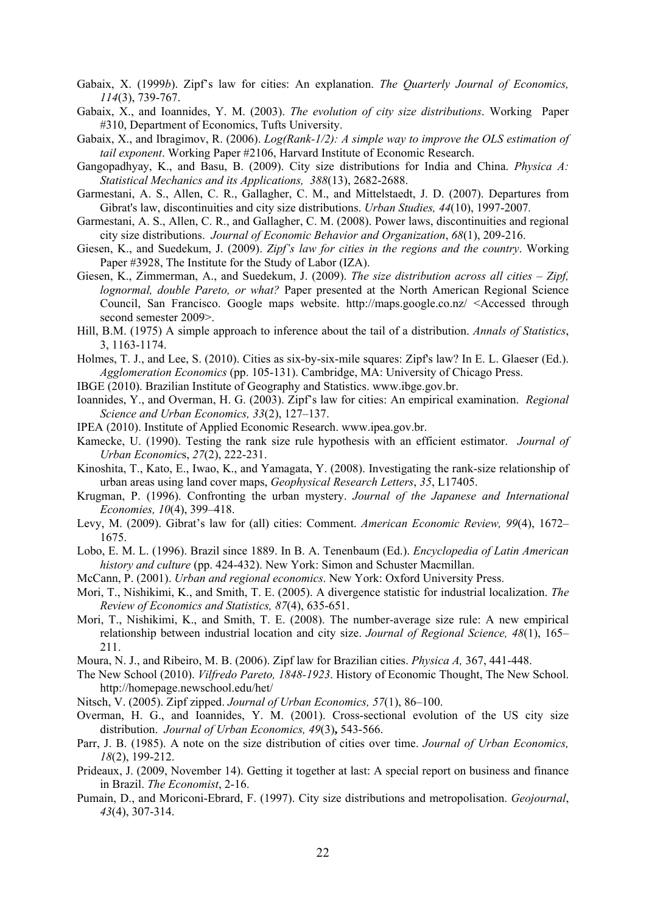Gabaix, X. (1999*b*). Zipf's law for cities: An explanation. *The Quarterly Journal of Economics, 114*(3), 739-767.

Gabaix, X., and Ioannides, Y. M. (2003). *The evolution of city size distributions*. Working Paper #310, Department of Economics, Tufts University.

Gabaix, X., and Ibragimov, R. (2006). *Log(Rank-1/2): A simple way to improve the OLS estimation of tail exponent*. Working Paper #2106, Harvard Institute of Economic Research.

Gangopadhyay, K., and Basu, B. (2009). City size distributions for India and China. *Physica A: Statistical Mechanics and its Applications, 388*(13), 2682-2688.

Garmestani, A. S., Allen, C. R., Gallagher, C. M., and Mittelstaedt, J. D. (2007). Departures from Gibrat's law, discontinuities and city size distributions. *Urban Studies, 44*(10), 1997-2007.

Garmestani, A. S., Allen, C. R., and Gallagher, C. M. (2008). Power laws, discontinuities and regional city size distributions. *Journal of Economic Behavior and Organization*, *68*(1), 209-216.

Giesen, K., and Suedekum, J. (2009). *Zipf's law for cities in the regions and the country*. Working Paper #3928, The Institute for the Study of Labor (IZA).

Giesen, K., Zimmerman, A., and Suedekum, J. (2009). *The size distribution across all cities – Zipf, lognormal, double Pareto, or what?* Paper presented at the North American Regional Science Council, San Francisco. Google maps website. http://maps.google.co.nz/ <Accessed through second semester 2009>.

Hill, B.M. (1975) A simple approach to inference about the tail of a distribution. *Annals of Statistics*, 3, 1163-1174.

Holmes, T. J., and Lee, S. (2010). Cities as six-by-six-mile squares: Zipf's law? In E. L. Glaeser (Ed.). *Agglomeration Economics* (pp. 105-131). Cambridge, MA: University of Chicago Press.

IBGE (2010). Brazilian Institute of Geography and Statistics. www.ibge.gov.br.

Ioannides, Y., and Overman, H. G. (2003). Zipf's law for cities: An empirical examination. *Regional Science and Urban Economics, 33*(2), 127–137.

IPEA (2010). Institute of Applied Economic Research. www.ipea.gov.br.

Kamecke, U. (1990). Testing the rank size rule hypothesis with an efficient estimator. *Journal of Urban Economics*, *27*(2), 222-231.

Kinoshita, T., Kato, E., Iwao, K., and Yamagata, Y. (2008). Investigating the rank-size relationship of urban areas using land cover maps, *Geophysical Research Letters*, *35*, L17405.

Krugman, P. (1996). Confronting the urban mystery. *Journal of the Japanese and International Economies, 10*(4), 399–418.

Levy, M. (2009). Gibrat's law for (all) cities: Comment. *American Economic Review, 99*(4), 1672–1675.

Lobo, E. M. L. (1996). Brazil since 1889. In B. A. Tenenbaum (Ed.). *Encyclopedia of Latin American history and culture* (pp. 424-432). New York: Simon and Schuster Macmillan.

McCann, P. (2001). *Urban and regional economics*. New York: Oxford University Press.

Mori, T., Nishikimi, K., and Smith, T. E. (2005). A divergence statistic for industrial localization. *The Review of Economics and Statistics, 87*(4), 635-651.

Mori, T., Nishikimi, K., and Smith, T. E. (2008). The number-average size rule: A new empirical relationship between industrial location and city size. *Journal of Regional Science, 48*(1), 165–211.

Moura, N. J., and Ribeiro, M. B. (2006). Zipf law for Brazilian cities. *Physica A,* 367, 441-448.

The New School (2010). *Vilfredo Pareto, 1848-1923*. History of Economic Thought, The New School. http://homepage.newschool.edu/het/

Nitsch, V. (2005). Zipf zipped. *Journal of Urban Economics, 57*(1), 86–100.

Overman, H. G., and Ioannides, Y. M. (2001). Cross-sectional evolution of the US city size distribution. *Journal of Urban Economics, 49*(3)**,** 543-566.

Parr, J. B. (1985). A note on the size distribution of cities over time. *Journal of Urban Economics, 18*(2), 199-212.

Prideaux, J. (2009, November 14). Getting it together at last: A special report on business and finance in Brazil. *The Economist*, 2-16.

Pumain, D., and Moriconi-Ebrard, F. (1997). City size distributions and metropolisation. *Geojournal*, *43*(4), 307-314.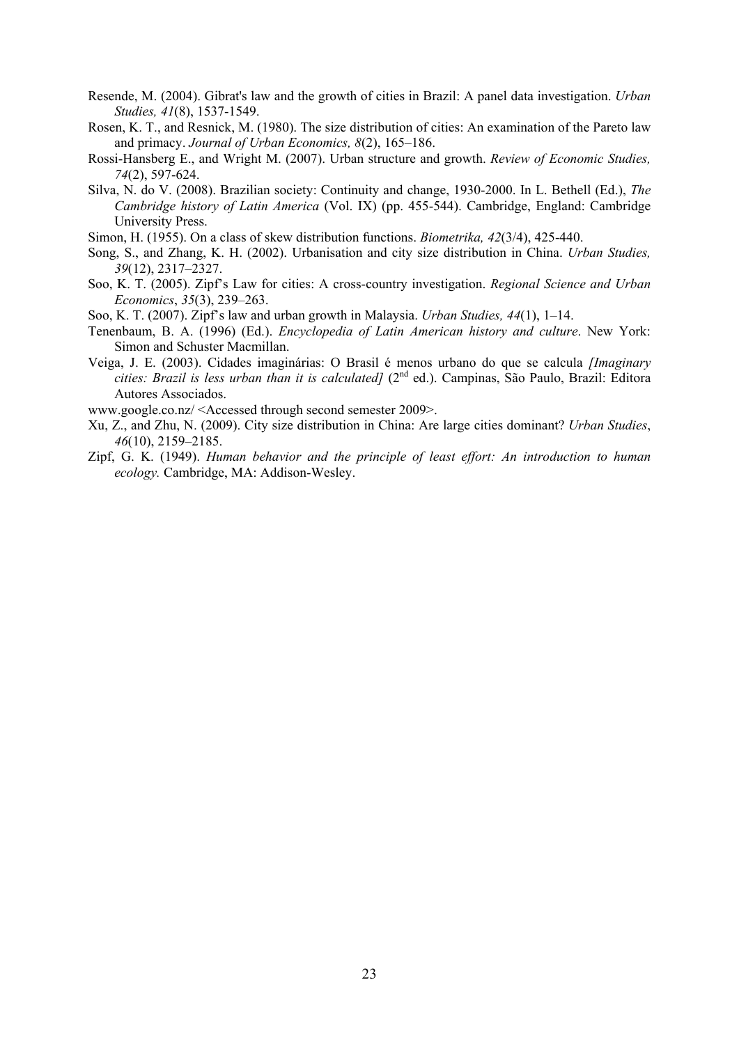Resende, M. (2004). Gibrat's law and the growth of cities in Brazil: A panel data investigation. *Urban Studies, 41*(8), 1537-1549.

Rosen, K. T., and Resnick, M. (1980). The size distribution of cities: An examination of the Pareto law and primacy. *Journal of Urban Economics, 8*(2), 165–186.

Rossi-Hansberg E., and Wright M. (2007). Urban structure and growth. *Review of Economic Studies, 74*(2), 597-624.

Silva, N. do V. (2008). Brazilian society: Continuity and change, 1930-2000. In L. Bethell (Ed.), *The Cambridge history of Latin America* (Vol. IX) (pp. 455-544). Cambridge, England: Cambridge University Press.

Simon, H. (1955). On a class of skew distribution functions. *Biometrika, 42*(3/4), 425-440.

Song, S., and Zhang, K. H. (2002). Urbanisation and city size distribution in China. *Urban Studies, 39*(12), 2317–2327.

Soo, K. T. (2005). Zipf's Law for cities: A cross-country investigation. *Regional Science and Urban Economics*, *35*(3), 239–263.

Soo, K. T. (2007). Zipf's law and urban growth in Malaysia. *Urban Studies, 44*(1), 1–14.

Tenenbaum, B. A. (1996) (Ed.). *Encyclopedia of Latin American history and culture*. New York: Simon and Schuster Macmillan.

Veiga, J. E. (2003). Cidades imaginárias: O Brasil é menos urbano do que se calcula *[Imaginary cities: Brazil is less urban than it is calculated]* (2nd ed.). Campinas, São Paulo, Brazil: Editora Autores Associados.

www.google.co.nz/ <Accessed through second semester 2009>.

Xu, Z., and Zhu, N. (2009). City size distribution in China: Are large cities dominant? *Urban Studies*, *46*(10), 2159–2185.

Zipf, G. K. (1949). *Human behavior and the principle of least effort: An introduction to human ecology.* Cambridge, MA: Addison-Wesley.